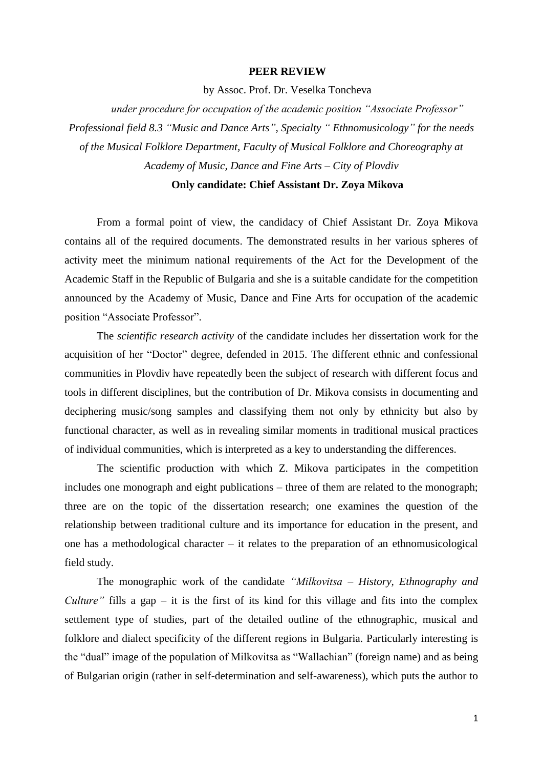**PEER REVIEW**

by Assoc. Prof. Dr. Veselka Toncheva

*under procedure for occupation of the academic position "Associate Professor" Professional field 8.3 "Music and Dance Arts", Specialty " Ethnomusicology" for the needs of the Musical Folklore Department, Faculty of Musical Folklore and Choreography at Academy of Music, Dance and Fine Arts – City of Plovdiv*

**Only candidate: Chief Assistant Dr. Zoya Mikova**

From a formal point of view, the candidacy of Chief Assistant Dr. Zoya Mikova contains all of the required documents. The demonstrated results in her various spheres of activity meet the minimum national requirements of the Act for the Development of the Academic Staff in the Republic of Bulgaria and she is a suitable candidate for the competition announced by the Academy of Music, Dance and Fine Arts for occupation of the academic position "Associate Professor".

The *scientific research activity* of the candidate includes her dissertation work for the acquisition of her "Doctor" degree, defended in 2015. The different ethnic and confessional communities in Plovdiv have repeatedly been the subject of research with different focus and tools in different disciplines, but the contribution of Dr. Mikova consists in documenting and deciphering music/song samples and classifying them not only by ethnicity but also by functional character, as well as in revealing similar moments in traditional musical practices of individual communities, which is interpreted as a key to understanding the differences.

The scientific production with which Z. Mikova participates in the competition includes one monograph and eight publications – three of them are related to the monograph; three are on the topic of the dissertation research; one examines the question of the relationship between traditional culture and its importance for education in the present, and one has a methodological character – it relates to the preparation of an ethnomusicological field study.

The monographic work of the candidate *"Milkovitsa – History, Ethnography and Culture"* fills a gap – it is the first of its kind for this village and fits into the complex settlement type of studies, part of the detailed outline of the ethnographic, musical and folklore and dialect specificity of the different regions in Bulgaria. Particularly interesting is the "dual" image of the population of Milkovitsa as "Wallachian" (foreign name) and as being of Bulgarian origin (rather in self-determination and self-awareness), which puts the author to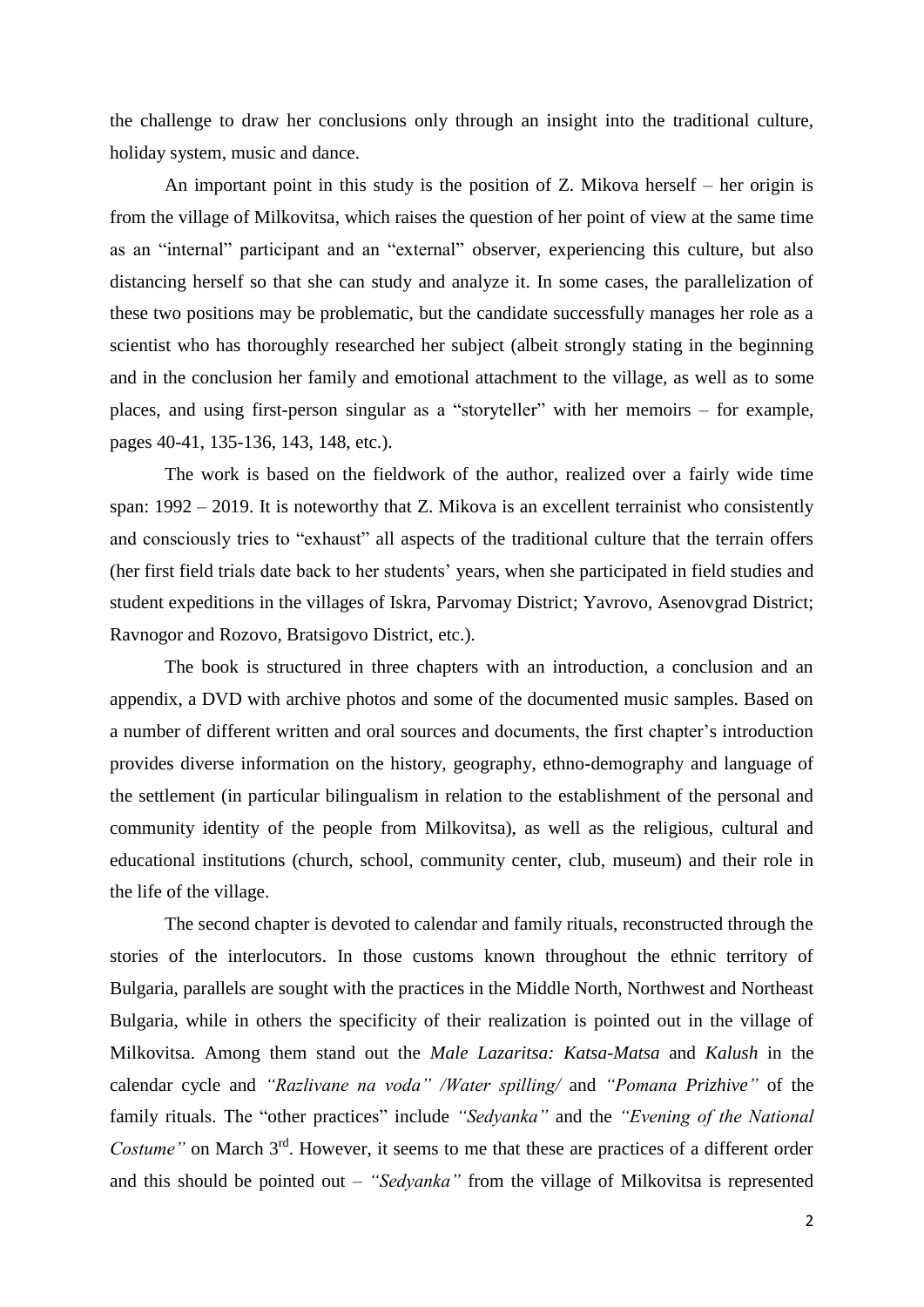the challenge to draw her conclusions only through an insight into the traditional culture, holiday system, music and dance.

An important point in this study is the position of Z. Mikova herself – her origin is from the village of Milkovitsa, which raises the question of her point of view at the same time as an "internal" participant and an "external" observer, experiencing this culture, but also distancing herself so that she can study and analyze it. In some cases, the parallelization of these two positions may be problematic, but the candidate successfully manages her role as a scientist who has thoroughly researched her subject (albeit strongly stating in the beginning and in the conclusion her family and emotional attachment to the village, as well as to some places, and using first-person singular as a "storyteller" with her memoirs – for example, pages 40-41, 135-136, 143, 148, etc.).

The work is based on the fieldwork of the author, realized over a fairly wide time span: 1992 – 2019. It is noteworthy that Z. Mikova is an excellent terrainist who consistently and consciously tries to "exhaust" all aspects of the traditional culture that the terrain offers (her first field trials date back to her students' years, when she participated in field studies and student expeditions in the villages of Iskra, Parvomay District; Yavrovo, Asenovgrad District; Ravnogor and Rozovo, Bratsigovo District, etc.).

The book is structured in three chapters with an introduction, a conclusion and an appendix, a DVD with archive photos and some of the documented music samples. Based on a number of different written and oral sources and documents, the first chapter's introduction provides diverse information on the history, geography, ethno-demography and language of the settlement (in particular bilingualism in relation to the establishment of the personal and community identity of the people from Milkovitsa), as well as the religious, cultural and educational institutions (church, school, community center, club, museum) and their role in the life of the village.

The second chapter is devoted to calendar and family rituals, reconstructed through the stories of the interlocutors. In those customs known throughout the ethnic territory of Bulgaria, parallels are sought with the practices in the Middle North, Northwest and Northeast Bulgaria, while in others the specificity of their realization is pointed out in the village of Milkovitsa. Among them stand out the *Male Lazaritsa: Katsa-Matsa* and *Kalush* in the calendar cycle and *"Razlivane na voda" /Water spilling/* and *"Pomana Prizhive"* of the family rituals. The "other practices" include *"Sedyanka"* and the *"Evening of the National Costume"* on March 3rd. However, it seems to me that these are practices of a different order and this should be pointed out – *"Sedyanka"* from the village of Milkovitsa is represented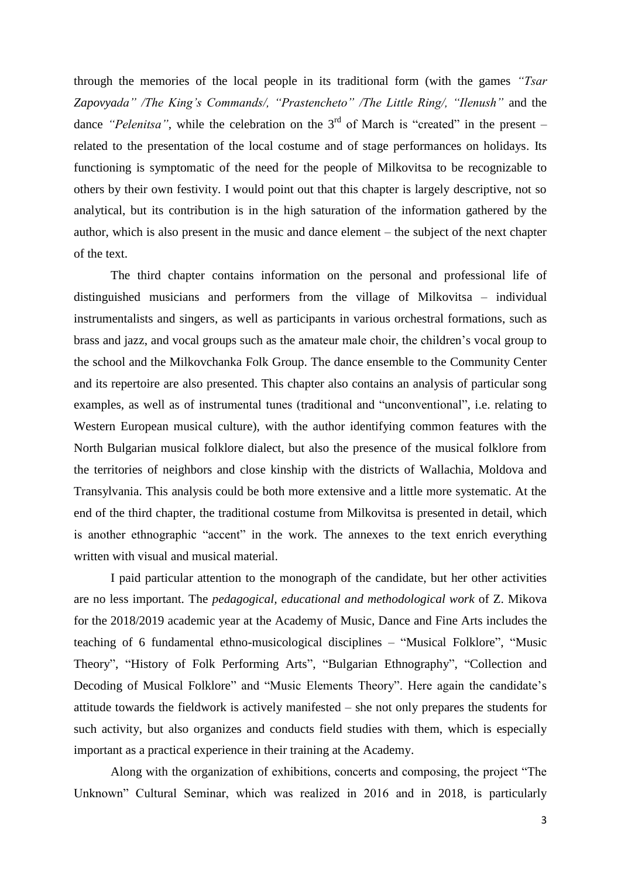through the memories of the local people in its traditional form (with the games *"Tsar Zapovyada" /The King's Commands/, "Prastencheto" /The Little Ring/, "Ilenush"* and the dance *"Pelenitsa"*, while the celebration on the 3rd of March is "created" in the present – related to the presentation of the local costume and of stage performances on holidays. Its functioning is symptomatic of the need for the people of Milkovitsa to be recognizable to others by their own festivity. I would point out that this chapter is largely descriptive, not so analytical, but its contribution is in the high saturation of the information gathered by the author, which is also present in the music and dance element – the subject of the next chapter of the text.

The third chapter contains information on the personal and professional life of distinguished musicians and performers from the village of Milkovitsa – individual instrumentalists and singers, as well as participants in various orchestral formations, such as brass and jazz, and vocal groups such as the amateur male choir, the children's vocal group to the school and the Milkovchanka Folk Group. The dance ensemble to the Community Center and its repertoire are also presented. This chapter also contains an analysis of particular song examples, as well as of instrumental tunes (traditional and "unconventional", i.e. relating to Western European musical culture), with the author identifying common features with the North Bulgarian musical folklore dialect, but also the presence of the musical folklore from the territories of neighbors and close kinship with the districts of Wallachia, Moldova and Transylvania. This analysis could be both more extensive and a little more systematic. At the end of the third chapter, the traditional costume from Milkovitsa is presented in detail, which is another ethnographic "accent" in the work. The annexes to the text enrich everything written with visual and musical material.

I paid particular attention to the monograph of the candidate, but her other activities are no less important. The *pedagogical, educational and methodological work* of Z. Mikova for the 2018/2019 academic year at the Academy of Music, Dance and Fine Arts includes the teaching of 6 fundamental ethno-musicological disciplines – "Musical Folklore", "Music Theory", "History of Folk Performing Arts", "Bulgarian Ethnography", "Collection and Decoding of Musical Folklore" and "Music Elements Theory". Here again the candidate's attitude towards the fieldwork is actively manifested – she not only prepares the students for such activity, but also organizes and conducts field studies with them, which is especially important as a practical experience in their training at the Academy.

Along with the organization of exhibitions, concerts and composing, the project "The Unknown" Cultural Seminar, which was realized in 2016 and in 2018, is particularly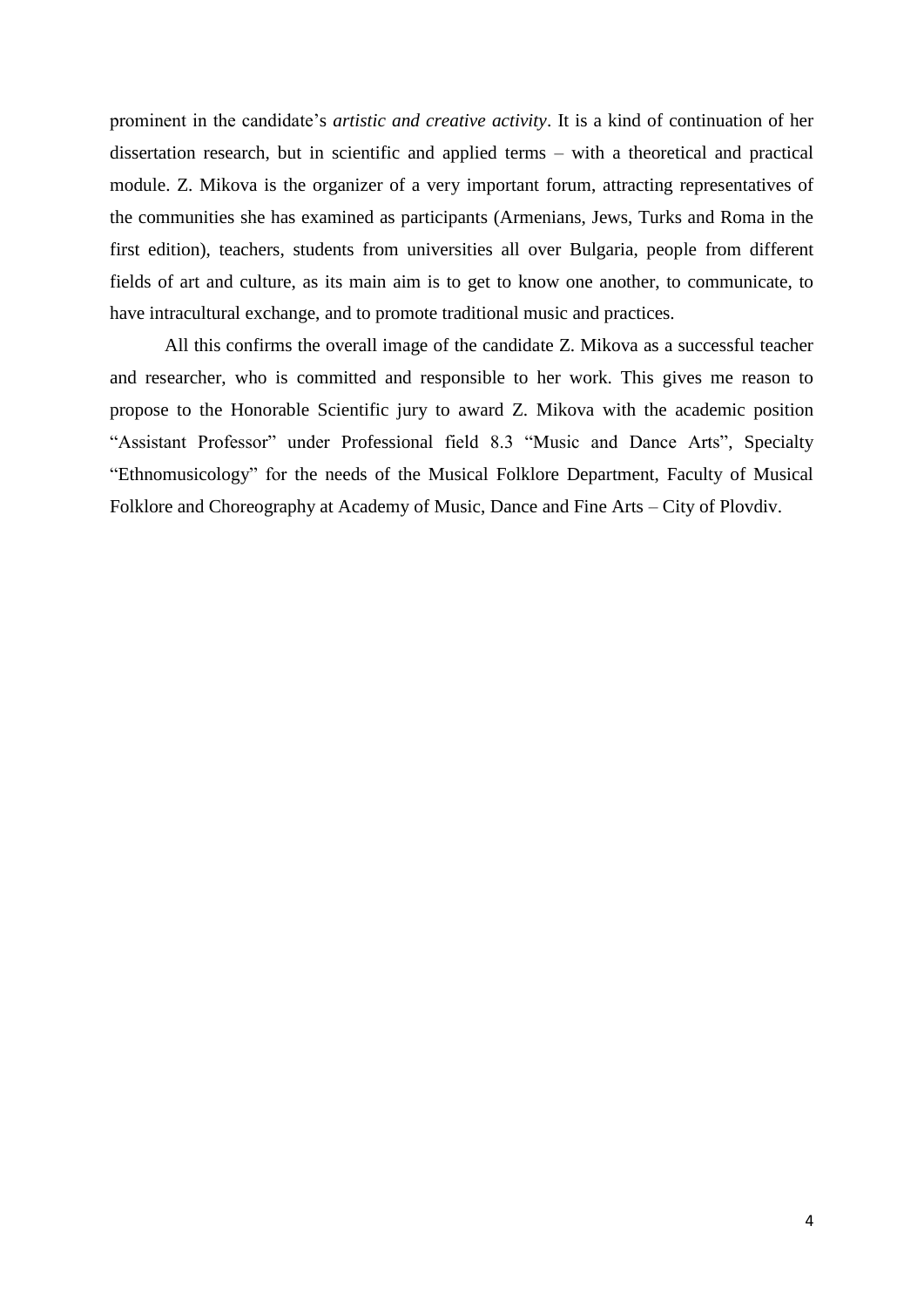prominent in the candidate's *artistic and creative activity*. It is a kind of continuation of her dissertation research, but in scientific and applied terms – with a theoretical and practical module. Z. Mikova is the organizer of a very important forum, attracting representatives of the communities she has examined as participants (Armenians, Jews, Turks and Roma in the first edition), teachers, students from universities all over Bulgaria, people from different fields of art and culture, as its main aim is to get to know one another, to communicate, to have intracultural exchange, and to promote traditional music and practices.

All this confirms the overall image of the candidate Z. Mikova as a successful teacher and researcher, who is committed and responsible to her work. This gives me reason to propose to the Honorable Scientific jury to award Z. Mikova with the academic position "Assistant Professor" under Professional field 8.3 "Music and Dance Arts", Specialty "Ethnomusicology" for the needs of the Musical Folklore Department, Faculty of Musical Folklore and Choreography at Academy of Music, Dance and Fine Arts – City of Plovdiv.